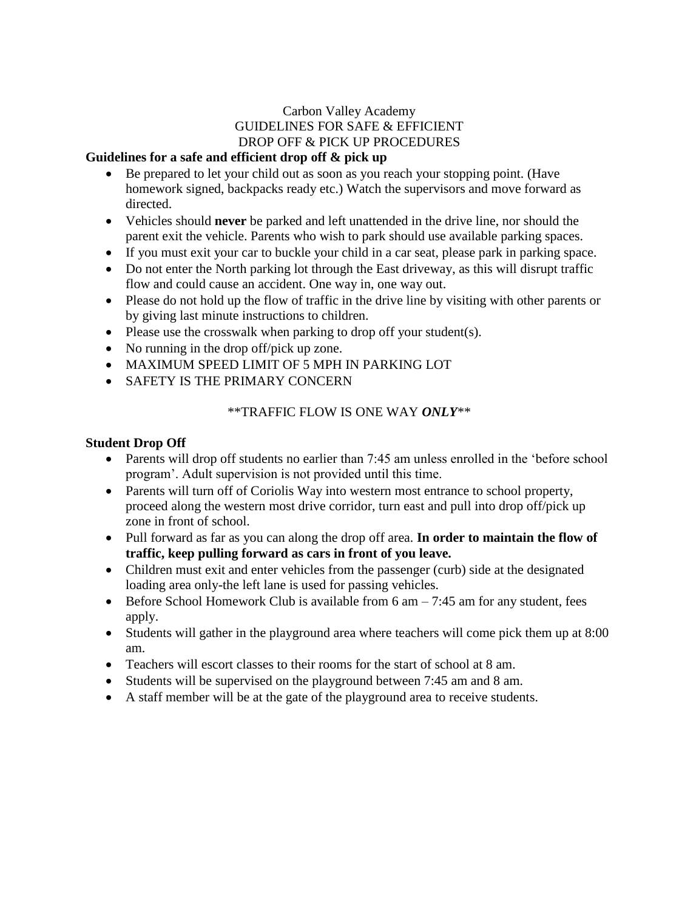# Carbon Valley Academy
## GUIDELINES FOR SAFE & EFFICIENT
## DROP OFF & PICK UP PROCEDURES

**Guidelines for a safe and efficient drop off & pick up**

- Be prepared to let your child out as soon as you reach your stopping point. (Have homework signed, backpacks ready etc.) Watch the supervisors and move forward as directed.
- Vehicles should **never** be parked and left unattended in the drive line, nor should the parent exit the vehicle. Parents who wish to park should use available parking spaces.
- If you must exit your car to buckle your child in a car seat, please park in parking space.
- Do not enter the North parking lot through the East driveway, as this will disrupt traffic flow and could cause an accident. One way in, one way out.
- Please do not hold up the flow of traffic in the drive line by visiting with other parents or by giving last minute instructions to children.
- Please use the crosswalk when parking to drop off your student(s).
- No running in the drop off/pick up zone.
- MAXIMUM SPEED LIMIT OF 5 MPH IN PARKING LOT
- SAFETY IS THE PRIMARY CONCERN

\*\*TRAFFIC FLOW IS ONE WAY ***ONLY***\*\*

**Student Drop Off**

- Parents will drop off students no earlier than 7:45 am unless enrolled in the 'before school program'. Adult supervision is not provided until this time.
- Parents will turn off of Coriolis Way into western most entrance to school property, proceed along the western most drive corridor, turn east and pull into drop off/pick up zone in front of school.
- Pull forward as far as you can along the drop off area. **In order to maintain the flow of traffic, keep pulling forward as cars in front of you leave.**
- Children must exit and enter vehicles from the passenger (curb) side at the designated loading area only-the left lane is used for passing vehicles.
- Before School Homework Club is available from 6 am – 7:45 am for any student, fees apply.
- Students will gather in the playground area where teachers will come pick them up at 8:00 am.
- Teachers will escort classes to their rooms for the start of school at 8 am.
- Students will be supervised on the playground between 7:45 am and 8 am.
- A staff member will be at the gate of the playground area to receive students.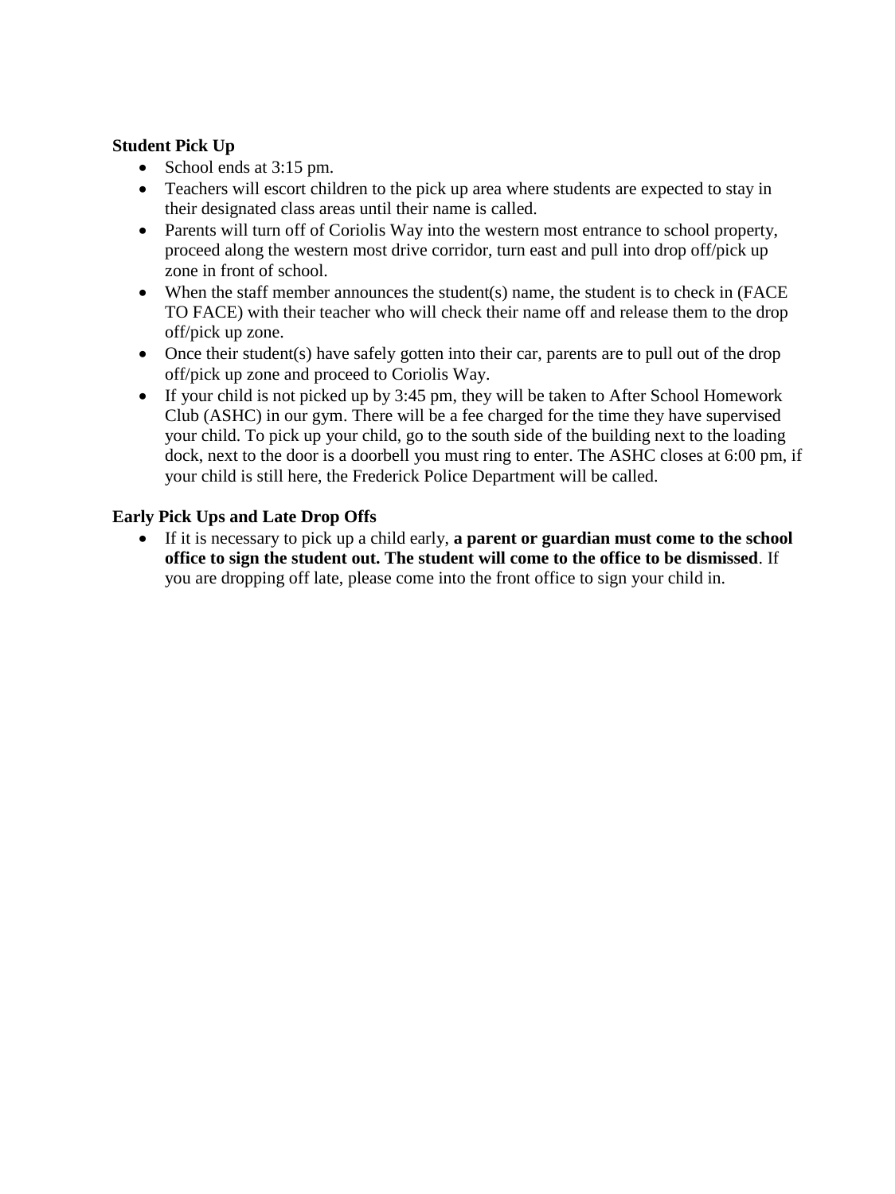**Student Pick Up**

- School ends at 3:15 pm.
- Teachers will escort children to the pick up area where students are expected to stay in their designated class areas until their name is called.
- Parents will turn off of Coriolis Way into the western most entrance to school property, proceed along the western most drive corridor, turn east and pull into drop off/pick up zone in front of school.
- When the staff member announces the student(s) name, the student is to check in (FACE TO FACE) with their teacher who will check their name off and release them to the drop off/pick up zone.
- Once their student(s) have safely gotten into their car, parents are to pull out of the drop off/pick up zone and proceed to Coriolis Way.
- If your child is not picked up by 3:45 pm, they will be taken to After School Homework Club (ASHC) in our gym. There will be a fee charged for the time they have supervised your child. To pick up your child, go to the south side of the building next to the loading dock, next to the door is a doorbell you must ring to enter. The ASHC closes at 6:00 pm, if your child is still here, the Frederick Police Department will be called.

**Early Pick Ups and Late Drop Offs**

- If it is necessary to pick up a child early, **a parent or guardian must come to the school office to sign the student out. The student will come to the office to be dismissed**. If you are dropping off late, please come into the front office to sign your child in.